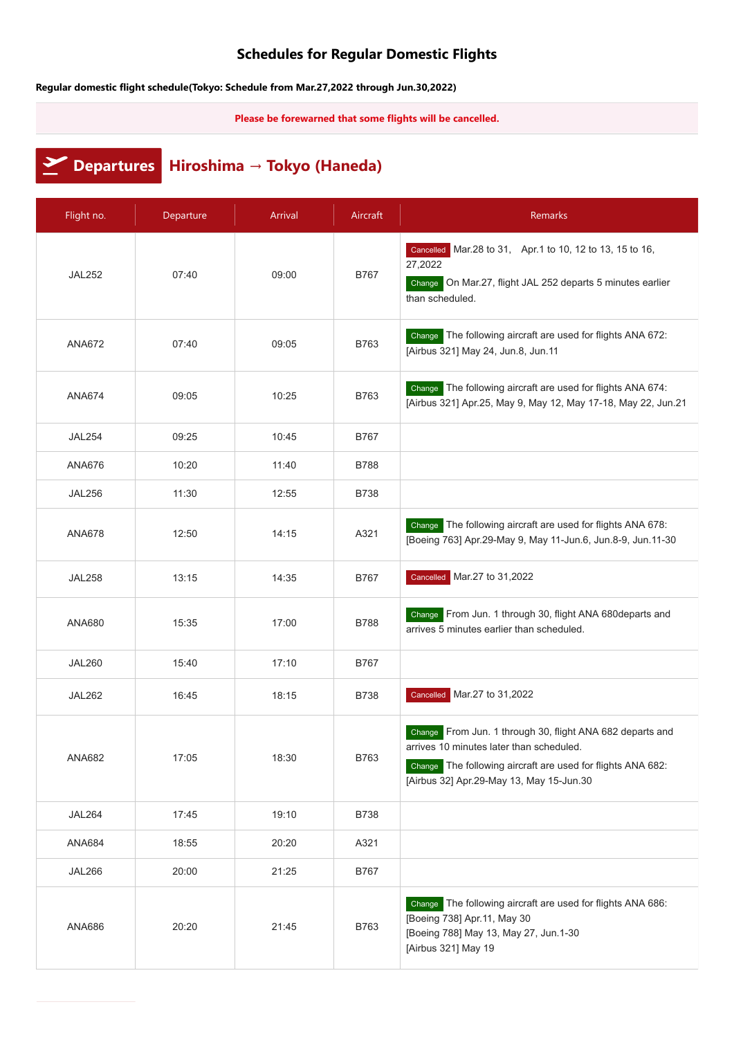# Schedules for Regular Domestic Flights

**Regular domestic flight schedule(Tokyo: Schedule from Mar.27,2022 through Jun.30,2022)**

**Please be forewarned that some flights will be cancelled.**

## Departures Hiroshima → Tokyo (Haneda)

| Flight no. | Departure | Arrival | Aircraft | Remarks |
|---|---|---|---|---|
| JAL252 | 07:40 | 09:00 | B767 | Cancelled Mar.28 to 31, Apr.1 to 10, 12 to 13, 15 to 16, 27,2022<br>Change On Mar.27, flight JAL 252 departs 5 minutes earlier than scheduled. |
| ANA672 | 07:40 | 09:05 | B763 | Change The following aircraft are used for flights ANA 672: [Airbus 321] May 24, Jun.8, Jun.11 |
| ANA674 | 09:05 | 10:25 | B763 | Change The following aircraft are used for flights ANA 674: [Airbus 321] Apr.25, May 9, May 12, May 17-18, May 22, Jun.21 |
| JAL254 | 09:25 | 10:45 | B767 | |
| ANA676 | 10:20 | 11:40 | B788 | |
| JAL256 | 11:30 | 12:55 | B738 | |
| ANA678 | 12:50 | 14:15 | A321 | Change The following aircraft are used for flights ANA 678: [Boeing 763] Apr.29-May 9, May 11-Jun.6, Jun.8-9, Jun.11-30 |
| JAL258 | 13:15 | 14:35 | B767 | Cancelled Mar.27 to 31,2022 |
| ANA680 | 15:35 | 17:00 | B788 | Change From Jun. 1 through 30, flight ANA 680departs and arrives 5 minutes earlier than scheduled. |
| JAL260 | 15:40 | 17:10 | B767 | |
| JAL262 | 16:45 | 18:15 | B738 | Cancelled Mar.27 to 31,2022 |
| ANA682 | 17:05 | 18:30 | B763 | Change From Jun. 1 through 30, flight ANA 682 departs and arrives 10 minutes later than scheduled.<br>Change The following aircraft are used for flights ANA 682: [Airbus 32] Apr.29-May 13, May 15-Jun.30 |
| JAL264 | 17:45 | 19:10 | B738 | |
| ANA684 | 18:55 | 20:20 | A321 | |
| JAL266 | 20:00 | 21:25 | B767 | |
| ANA686 | 20:20 | 21:45 | B763 | Change The following aircraft are used for flights ANA 686: [Boeing 738] Apr.11, May 30<br>[Boeing 788] May 13, May 27, Jun.1-30<br>[Airbus 321] May 19 |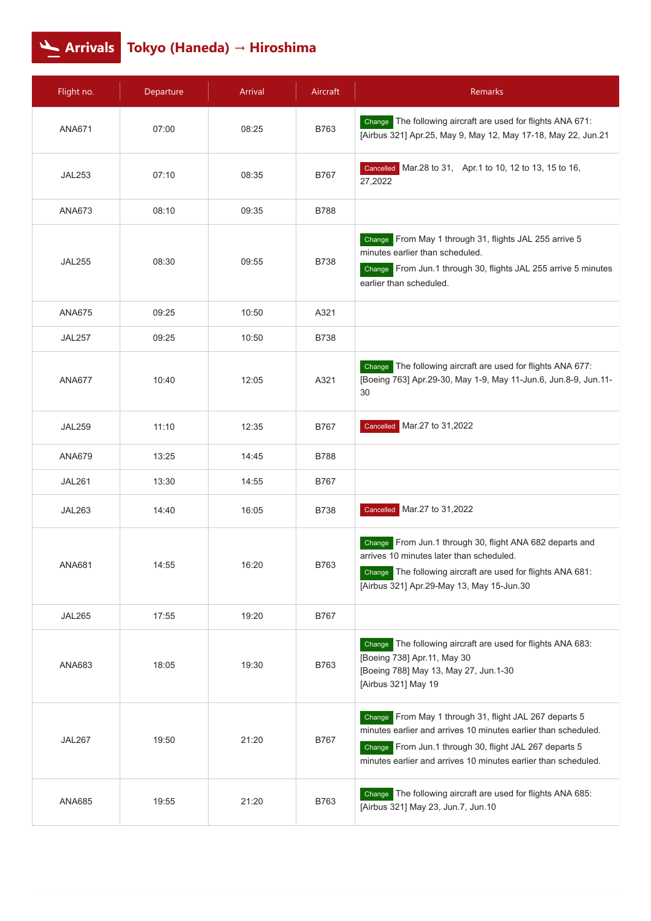## Arrivals Tokyo (Haneda) → Hiroshima

| Flight no. | Departure | Arrival | Aircraft | Remarks |
|---|---|---|---|---|
| ANA671 | 07:00 | 08:25 | B763 | Change The following aircraft are used for flights ANA 671: [Airbus 321] Apr.25, May 9, May 12, May 17-18, May 22, Jun.21 |
| JAL253 | 07:10 | 08:35 | B767 | Cancelled Mar.28 to 31, Apr.1 to 10, 12 to 13, 15 to 16, 27,2022 |
| ANA673 | 08:10 | 09:35 | B788 | |
| JAL255 | 08:30 | 09:55 | B738 | Change From May 1 through 31, flights JAL 255 arrive 5 minutes earlier than scheduled. Change From Jun.1 through 30, flights JAL 255 arrive 5 minutes earlier than scheduled. |
| ANA675 | 09:25 | 10:50 | A321 | |
| JAL257 | 09:25 | 10:50 | B738 | |
| ANA677 | 10:40 | 12:05 | A321 | Change The following aircraft are used for flights ANA 677: [Boeing 763] Apr.29-30, May 1-9, May 11-Jun.6, Jun.8-9, Jun.11-30 |
| JAL259 | 11:10 | 12:35 | B767 | Cancelled Mar.27 to 31,2022 |
| ANA679 | 13:25 | 14:45 | B788 | |
| JAL261 | 13:30 | 14:55 | B767 | |
| JAL263 | 14:40 | 16:05 | B738 | Cancelled Mar.27 to 31,2022 |
| ANA681 | 14:55 | 16:20 | B763 | Change From Jun.1 through 30, flight ANA 682 departs and arrives 10 minutes later than scheduled. Change The following aircraft are used for flights ANA 681: [Airbus 321] Apr.29-May 13, May 15-Jun.30 |
| JAL265 | 17:55 | 19:20 | B767 | |
| ANA683 | 18:05 | 19:30 | B763 | Change The following aircraft are used for flights ANA 683: [Boeing 738] Apr.11, May 30 [Boeing 788] May 13, May 27, Jun.1-30 [Airbus 321] May 19 |
| JAL267 | 19:50 | 21:20 | B767 | Change From May 1 through 31, flight JAL 267 departs 5 minutes earlier and arrives 10 minutes earlier than scheduled. Change From Jun.1 through 30, flight JAL 267 departs 5 minutes earlier and arrives 10 minutes earlier than scheduled. |
| ANA685 | 19:55 | 21:20 | B763 | Change The following aircraft are used for flights ANA 685: [Airbus 321] May 23, Jun.7, Jun.10 |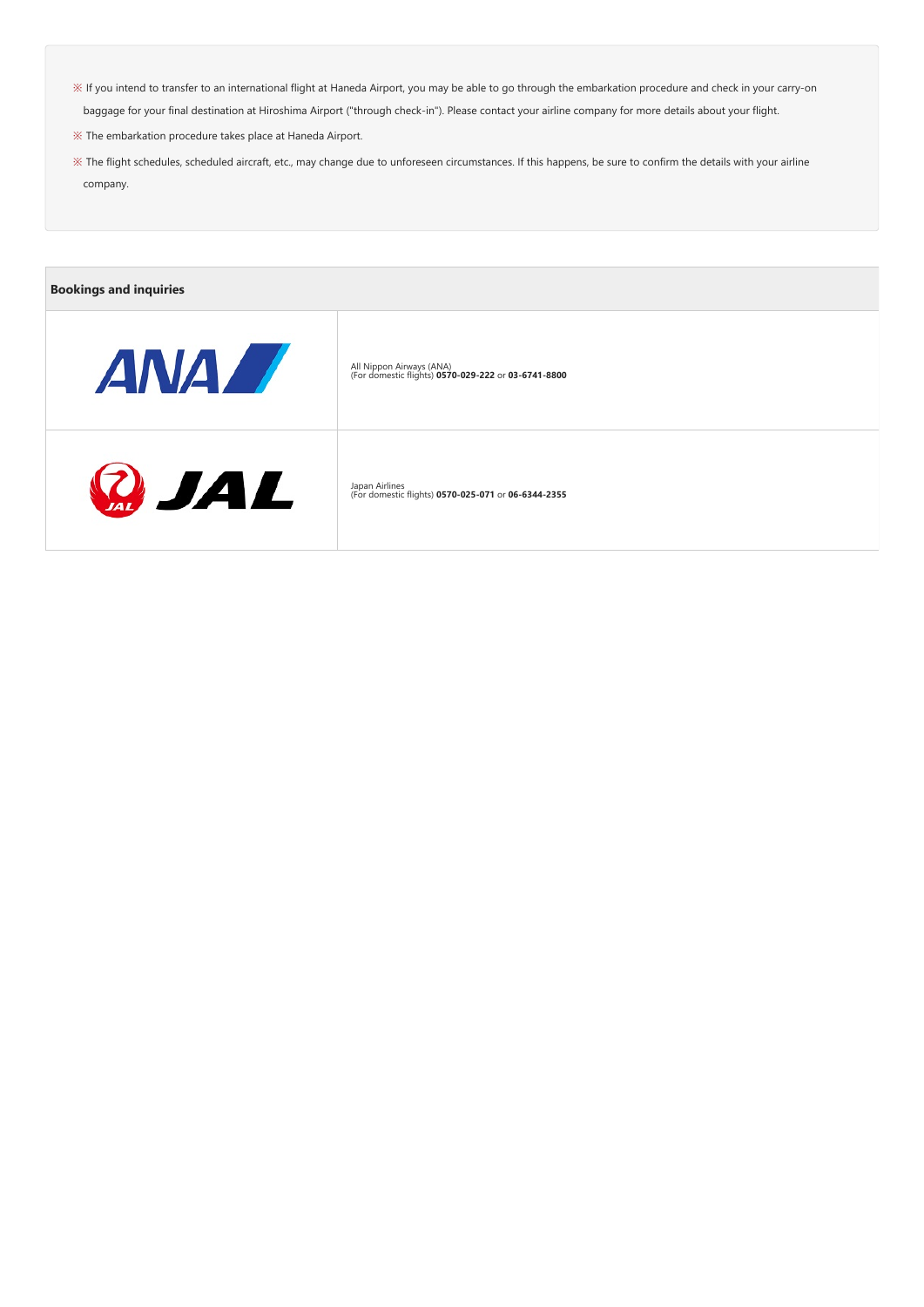※ If you intend to transfer to an international flight at Haneda Airport, you may be able to go through the embarkation procedure and check in your carry-on baggage for your final destination at Hiroshima Airport ("through check-in"). Please contact your airline company for more details about your flight.

※ The embarkation procedure takes place at Haneda Airport.

※ The flight schedules, scheduled aircraft, etc., may change due to unforeseen circumstances. If this happens, be sure to confirm the details with your airline company.

| Bookings and inquiries | |
|---|---|
| ANA | All Nippon Airways (ANA)<br>(For domestic flights) **0570-029-222** or **03-6741-8800** |
| JAL | Japan Airlines<br>(For domestic flights) **0570-025-071** or **06-6344-2355** |